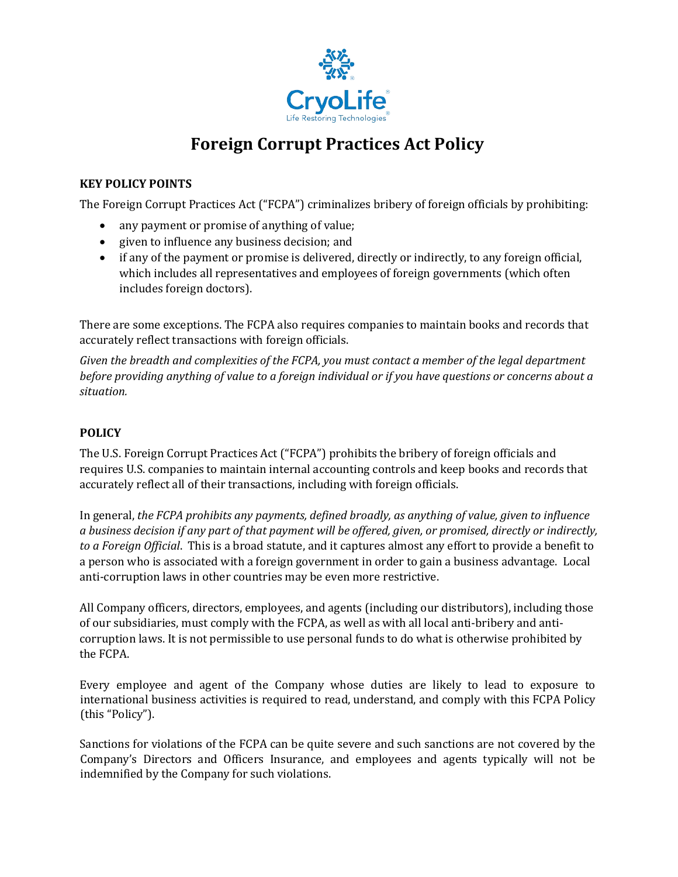CryoLife

Life Restoring Technologies

# Foreign Corrupt Practices Act Policy

## KEY POLICY POINTS

The Foreign Corrupt Practices Act ("FCPA") criminalizes bribery of foreign officials by prohibiting:

- any payment or promise of anything of value;
- given to influence any business decision; and
- if any of the payment or promise is delivered, directly or indirectly, to any foreign official, which includes all representatives and employees of foreign governments (which often includes foreign doctors).

There are some exceptions. The FCPA also requires companies to maintain books and records that accurately reflect transactions with foreign officials.

*Given the breadth and complexities of the FCPA, you must contact a member of the legal department before providing anything of value to a foreign individual or if you have questions or concerns about a situation.*

## POLICY

The U.S. Foreign Corrupt Practices Act ("FCPA") prohibits the bribery of foreign officials and requires U.S. companies to maintain internal accounting controls and keep books and records that accurately reflect all of their transactions, including with foreign officials.

In general, *the FCPA prohibits any payments, defined broadly, as anything of value, given to influence a business decision if any part of that payment will be offered, given, or promised, directly or indirectly, to a Foreign Official*. This is a broad statute, and it captures almost any effort to provide a benefit to a person who is associated with a foreign government in order to gain a business advantage. Local anti-corruption laws in other countries may be even more restrictive.

All Company officers, directors, employees, and agents (including our distributors), including those of our subsidiaries, must comply with the FCPA, as well as with all local anti-bribery and anti-corruption laws. It is not permissible to use personal funds to do what is otherwise prohibited by the FCPA.

Every employee and agent of the Company whose duties are likely to lead to exposure to international business activities is required to read, understand, and comply with this FCPA Policy (this "Policy").

Sanctions for violations of the FCPA can be quite severe and such sanctions are not covered by the Company's Directors and Officers Insurance, and employees and agents typically will not be indemnified by the Company for such violations.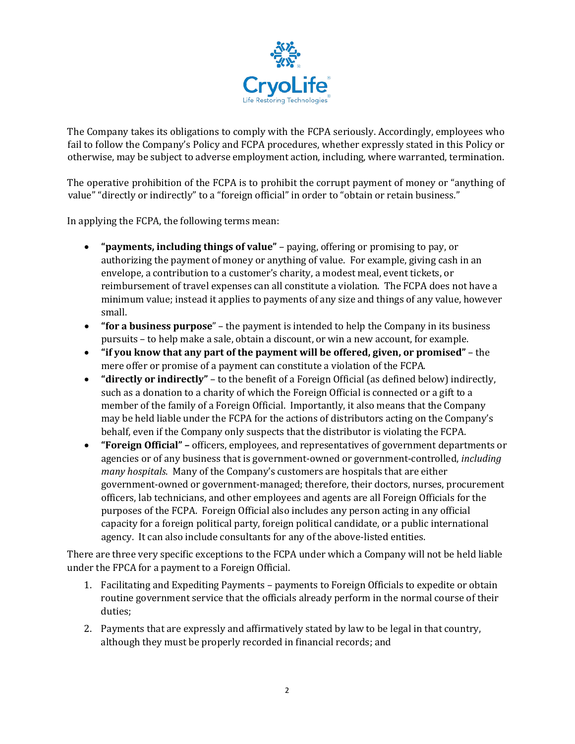The Company takes its obligations to comply with the FCPA seriously. Accordingly, employees who fail to follow the Company's Policy and FCPA procedures, whether expressly stated in this Policy or otherwise, may be subject to adverse employment action, including, where warranted, termination.

The operative prohibition of the FCPA is to prohibit the corrupt payment of money or "anything of value" "directly or indirectly" to a "foreign official" in order to "obtain or retain business."

In applying the FCPA, the following terms mean:

- **"payments, including things of value"** – paying, offering or promising to pay, or authorizing the payment of money or anything of value. For example, giving cash in an envelope, a contribution to a customer's charity, a modest meal, event tickets, or reimbursement of travel expenses can all constitute a violation. The FCPA does not have a minimum value; instead it applies to payments of any size and things of any value, however small.
- **"for a business purpose"** – the payment is intended to help the Company in its business pursuits – to help make a sale, obtain a discount, or win a new account, for example.
- **"if you know that any part of the payment will be offered, given, or promised"** – the mere offer or promise of a payment can constitute a violation of the FCPA.
- **"directly or indirectly"** – to the benefit of a Foreign Official (as defined below) indirectly, such as a donation to a charity of which the Foreign Official is connected or a gift to a member of the family of a Foreign Official. Importantly, it also means that the Company may be held liable under the FCPA for the actions of distributors acting on the Company's behalf, even if the Company only suspects that the distributor is violating the FCPA.
- **"Foreign Official" –** officers, employees, and representatives of government departments or agencies or of any business that is government-owned or government-controlled, *including many hospitals*. Many of the Company's customers are hospitals that are either government-owned or government-managed; therefore, their doctors, nurses, procurement officers, lab technicians, and other employees and agents are all Foreign Officials for the purposes of the FCPA. Foreign Official also includes any person acting in any official capacity for a foreign political party, foreign political candidate, or a public international agency. It can also include consultants for any of the above-listed entities.

There are three very specific exceptions to the FCPA under which a Company will not be held liable under the FPCA for a payment to a Foreign Official.

1. Facilitating and Expediting Payments – payments to Foreign Officials to expedite or obtain routine government service that the officials already perform in the normal course of their duties;
2. Payments that are expressly and affirmatively stated by law to be legal in that country, although they must be properly recorded in financial records; and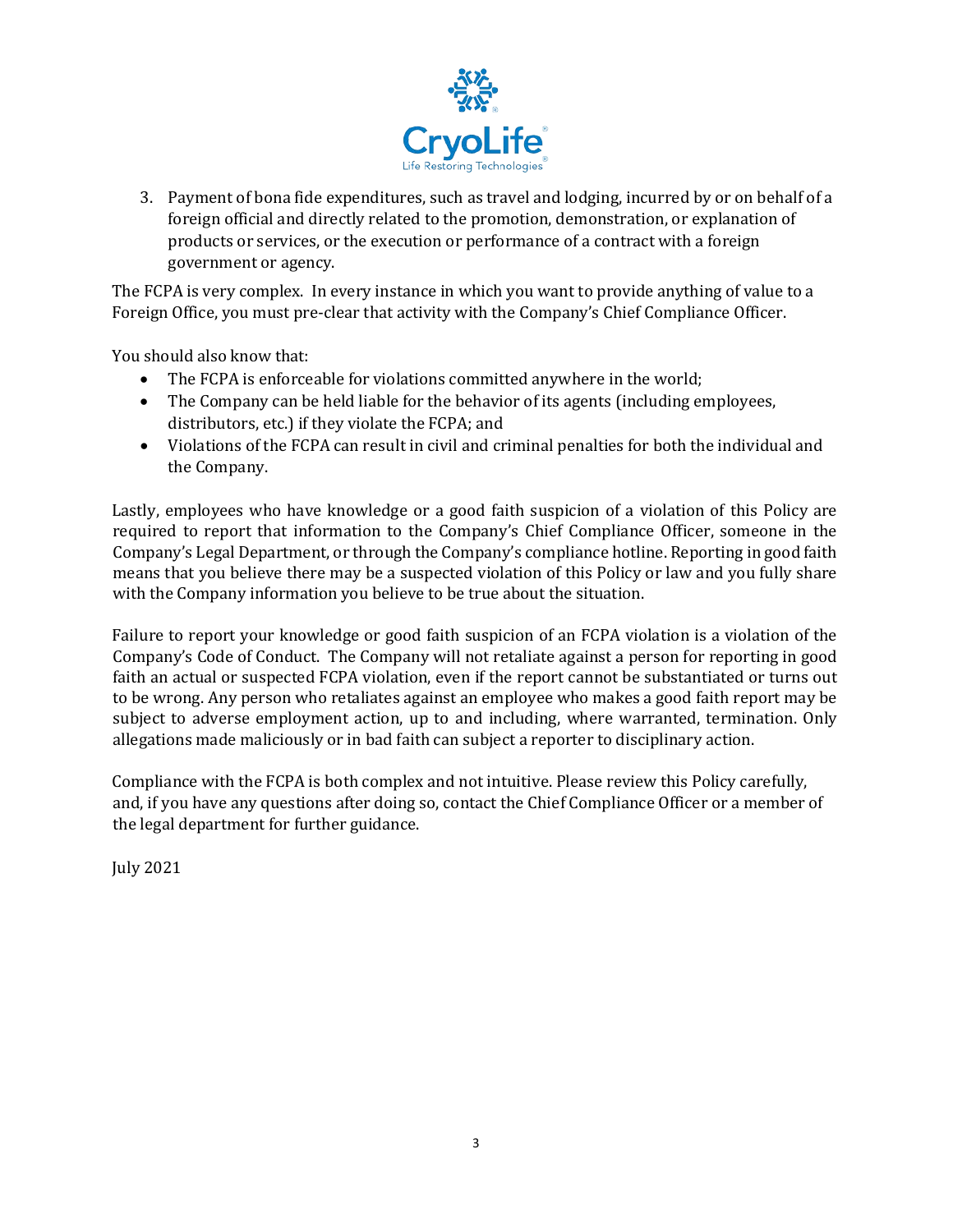3. Payment of bona fide expenditures, such as travel and lodging, incurred by or on behalf of a foreign official and directly related to the promotion, demonstration, or explanation of products or services, or the execution or performance of a contract with a foreign government or agency.

The FCPA is very complex. In every instance in which you want to provide anything of value to a Foreign Office, you must pre-clear that activity with the Company's Chief Compliance Officer.

You should also know that:

- The FCPA is enforceable for violations committed anywhere in the world;
- The Company can be held liable for the behavior of its agents (including employees, distributors, etc.) if they violate the FCPA; and
- Violations of the FCPA can result in civil and criminal penalties for both the individual and the Company.

Lastly, employees who have knowledge or a good faith suspicion of a violation of this Policy are required to report that information to the Company's Chief Compliance Officer, someone in the Company's Legal Department, or through the Company's compliance hotline. Reporting in good faith means that you believe there may be a suspected violation of this Policy or law and you fully share with the Company information you believe to be true about the situation.

Failure to report your knowledge or good faith suspicion of an FCPA violation is a violation of the Company's Code of Conduct. The Company will not retaliate against a person for reporting in good faith an actual or suspected FCPA violation, even if the report cannot be substantiated or turns out to be wrong. Any person who retaliates against an employee who makes a good faith report may be subject to adverse employment action, up to and including, where warranted, termination. Only allegations made maliciously or in bad faith can subject a reporter to disciplinary action.

Compliance with the FCPA is both complex and not intuitive. Please review this Policy carefully, and, if you have any questions after doing so, contact the Chief Compliance Officer or a member of the legal department for further guidance.

July 2021